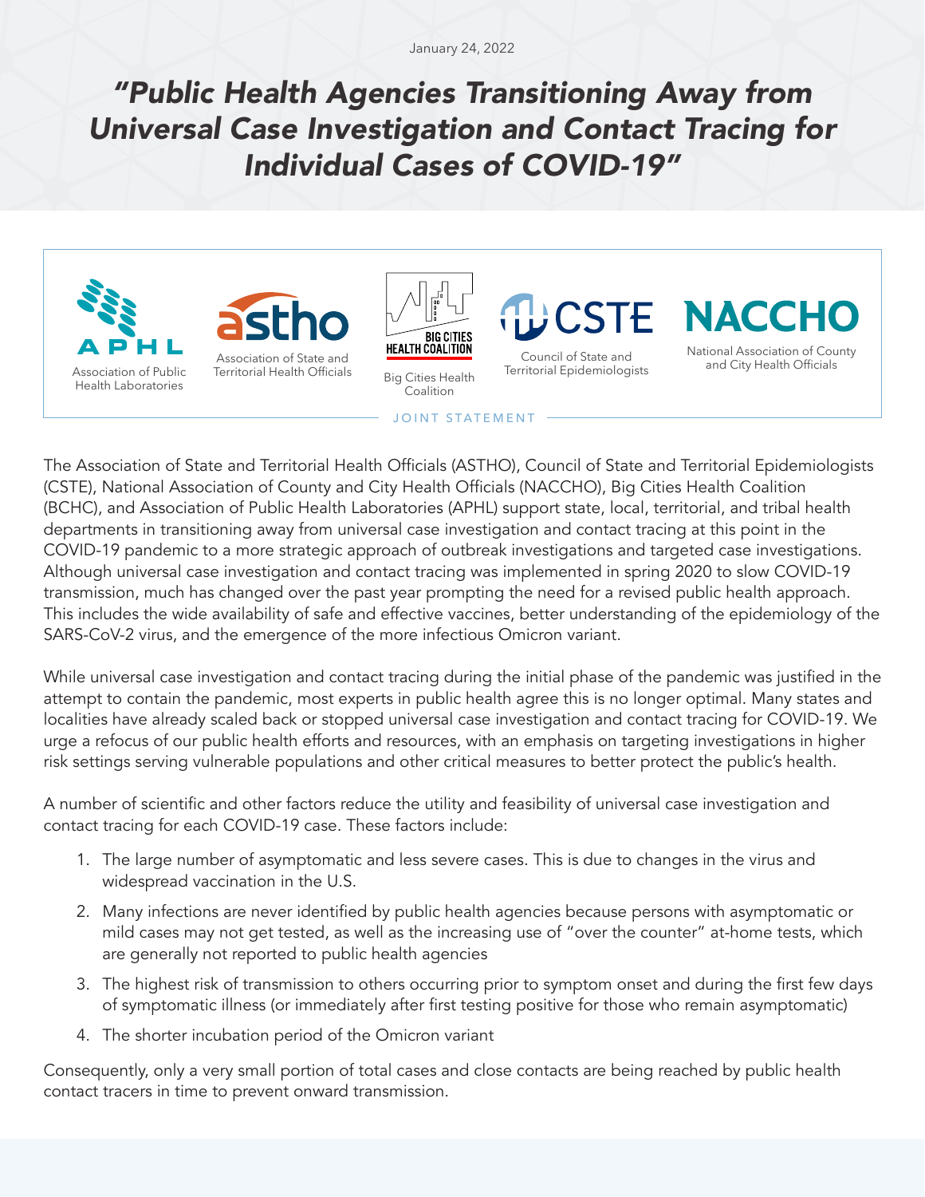January 24, 2022

# *"Public Health Agencies Transitioning Away from Universal Case Investigation and Contact Tracing for Individual Cases of COVID-19"*

APHL — Association of Public Health Laboratories

astho — Association of State and Territorial Health Officials

BIG CITIES HEALTH COALITION — Big Cities Health Coalition

CSTE — Council of State and Territorial Epidemiologists

NACCHO — National Association of County and City Health Officials

JOINT STATEMENT

The Association of State and Territorial Health Officials (ASTHO), Council of State and Territorial Epidemiologists (CSTE), National Association of County and City Health Officials (NACCHO), Big Cities Health Coalition (BCHC), and Association of Public Health Laboratories (APHL) support state, local, territorial, and tribal health departments in transitioning away from universal case investigation and contact tracing at this point in the COVID-19 pandemic to a more strategic approach of outbreak investigations and targeted case investigations. Although universal case investigation and contact tracing was implemented in spring 2020 to slow COVID-19 transmission, much has changed over the past year prompting the need for a revised public health approach. This includes the wide availability of safe and effective vaccines, better understanding of the epidemiology of the SARS-CoV-2 virus, and the emergence of the more infectious Omicron variant.

While universal case investigation and contact tracing during the initial phase of the pandemic was justified in the attempt to contain the pandemic, most experts in public health agree this is no longer optimal. Many states and localities have already scaled back or stopped universal case investigation and contact tracing for COVID-19. We urge a refocus of our public health efforts and resources, with an emphasis on targeting investigations in higher risk settings serving vulnerable populations and other critical measures to better protect the public's health.

A number of scientific and other factors reduce the utility and feasibility of universal case investigation and contact tracing for each COVID-19 case. These factors include:

1. The large number of asymptomatic and less severe cases. This is due to changes in the virus and widespread vaccination in the U.S.
2. Many infections are never identified by public health agencies because persons with asymptomatic or mild cases may not get tested, as well as the increasing use of "over the counter" at-home tests, which are generally not reported to public health agencies
3. The highest risk of transmission to others occurring prior to symptom onset and during the first few days of symptomatic illness (or immediately after first testing positive for those who remain asymptomatic)
4. The shorter incubation period of the Omicron variant

Consequently, only a very small portion of total cases and close contacts are being reached by public health contact tracers in time to prevent onward transmission.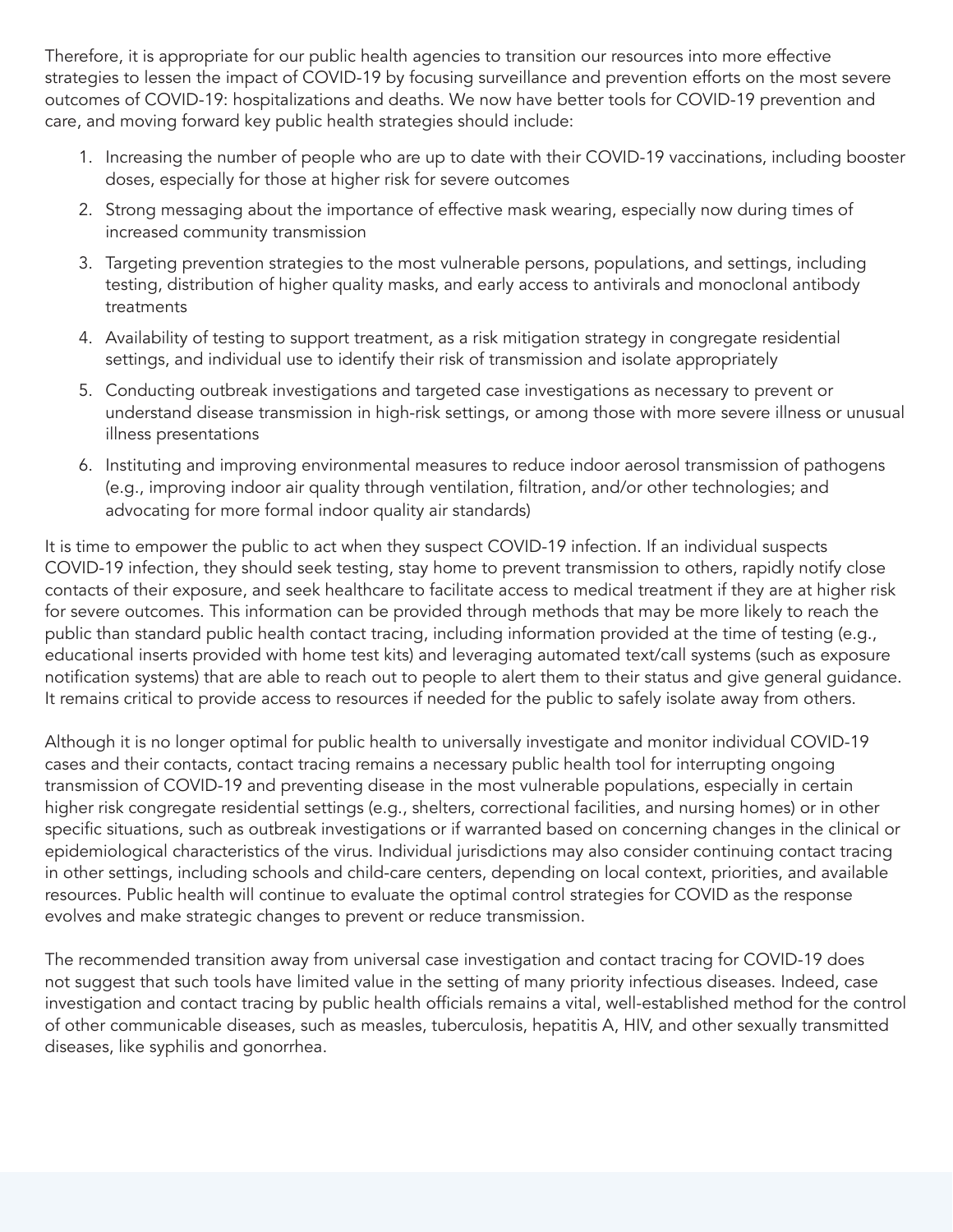Therefore, it is appropriate for our public health agencies to transition our resources into more effective strategies to lessen the impact of COVID-19 by focusing surveillance and prevention efforts on the most severe outcomes of COVID-19: hospitalizations and deaths. We now have better tools for COVID-19 prevention and care, and moving forward key public health strategies should include:

1. Increasing the number of people who are up to date with their COVID-19 vaccinations, including booster doses, especially for those at higher risk for severe outcomes
2. Strong messaging about the importance of effective mask wearing, especially now during times of increased community transmission
3. Targeting prevention strategies to the most vulnerable persons, populations, and settings, including testing, distribution of higher quality masks, and early access to antivirals and monoclonal antibody treatments
4. Availability of testing to support treatment, as a risk mitigation strategy in congregate residential settings, and individual use to identify their risk of transmission and isolate appropriately
5. Conducting outbreak investigations and targeted case investigations as necessary to prevent or understand disease transmission in high-risk settings, or among those with more severe illness or unusual illness presentations
6. Instituting and improving environmental measures to reduce indoor aerosol transmission of pathogens (e.g., improving indoor air quality through ventilation, filtration, and/or other technologies; and advocating for more formal indoor quality air standards)

It is time to empower the public to act when they suspect COVID-19 infection. If an individual suspects COVID-19 infection, they should seek testing, stay home to prevent transmission to others, rapidly notify close contacts of their exposure, and seek healthcare to facilitate access to medical treatment if they are at higher risk for severe outcomes. This information can be provided through methods that may be more likely to reach the public than standard public health contact tracing, including information provided at the time of testing (e.g., educational inserts provided with home test kits) and leveraging automated text/call systems (such as exposure notification systems) that are able to reach out to people to alert them to their status and give general guidance. It remains critical to provide access to resources if needed for the public to safely isolate away from others.

Although it is no longer optimal for public health to universally investigate and monitor individual COVID-19 cases and their contacts, contact tracing remains a necessary public health tool for interrupting ongoing transmission of COVID-19 and preventing disease in the most vulnerable populations, especially in certain higher risk congregate residential settings (e.g., shelters, correctional facilities, and nursing homes) or in other specific situations, such as outbreak investigations or if warranted based on concerning changes in the clinical or epidemiological characteristics of the virus. Individual jurisdictions may also consider continuing contact tracing in other settings, including schools and child-care centers, depending on local context, priorities, and available resources. Public health will continue to evaluate the optimal control strategies for COVID as the response evolves and make strategic changes to prevent or reduce transmission.

The recommended transition away from universal case investigation and contact tracing for COVID-19 does not suggest that such tools have limited value in the setting of many priority infectious diseases. Indeed, case investigation and contact tracing by public health officials remains a vital, well-established method for the control of other communicable diseases, such as measles, tuberculosis, hepatitis A, HIV, and other sexually transmitted diseases, like syphilis and gonorrhea.